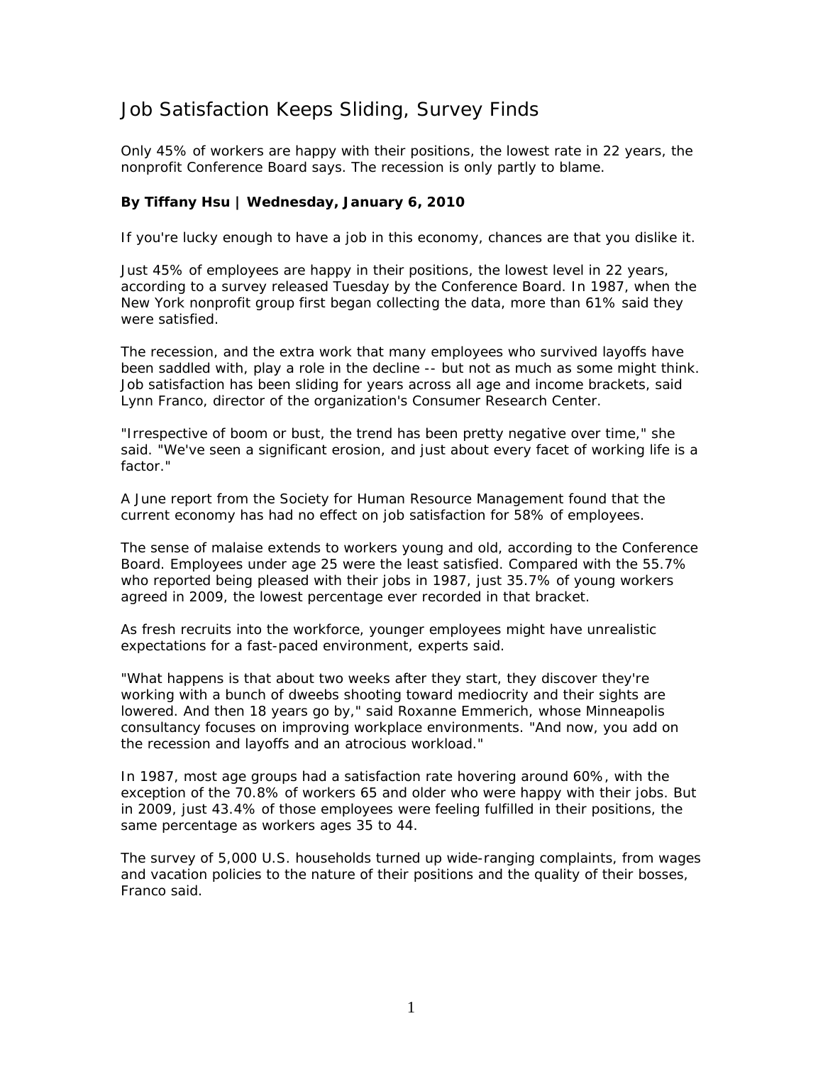# Job Satisfaction Keeps Sliding, Survey Finds

Only 45% of workers are happy with their positions, the lowest rate in 22 years, the nonprofit Conference Board says. The recession is only partly to blame.

**By Tiffany Hsu | Wednesday, January 6, 2010**

If you're lucky enough to have a job in this economy, chances are that you dislike it.

Just 45% of employees are happy in their positions, the lowest level in 22 years, according to a survey released Tuesday by the Conference Board. In 1987, when the New York nonprofit group first began collecting the data, more than 61% said they were satisfied.

The recession, and the extra work that many employees who survived layoffs have been saddled with, play a role in the decline -- but not as much as some might think. Job satisfaction has been sliding for years across all age and income brackets, said Lynn Franco, director of the organization's Consumer Research Center.

"Irrespective of boom or bust, the trend has been pretty negative over time," she said. "We've seen a significant erosion, and just about every facet of working life is a factor."

A June report from the Society for Human Resource Management found that the current economy has had no effect on job satisfaction for 58% of employees.

The sense of malaise extends to workers young and old, according to the Conference Board. Employees under age 25 were the least satisfied. Compared with the 55.7% who reported being pleased with their jobs in 1987, just 35.7% of young workers agreed in 2009, the lowest percentage ever recorded in that bracket.

As fresh recruits into the workforce, younger employees might have unrealistic expectations for a fast-paced environment, experts said.

"What happens is that about two weeks after they start, they discover they're working with a bunch of dweebs shooting toward mediocrity and their sights are lowered. And then 18 years go by," said Roxanne Emmerich, whose Minneapolis consultancy focuses on improving workplace environments. "And now, you add on the recession and layoffs and an atrocious workload."

In 1987, most age groups had a satisfaction rate hovering around 60%, with the exception of the 70.8% of workers 65 and older who were happy with their jobs. But in 2009, just 43.4% of those employees were feeling fulfilled in their positions, the same percentage as workers ages 35 to 44.

The survey of 5,000 U.S. households turned up wide-ranging complaints, from wages and vacation policies to the nature of their positions and the quality of their bosses, Franco said.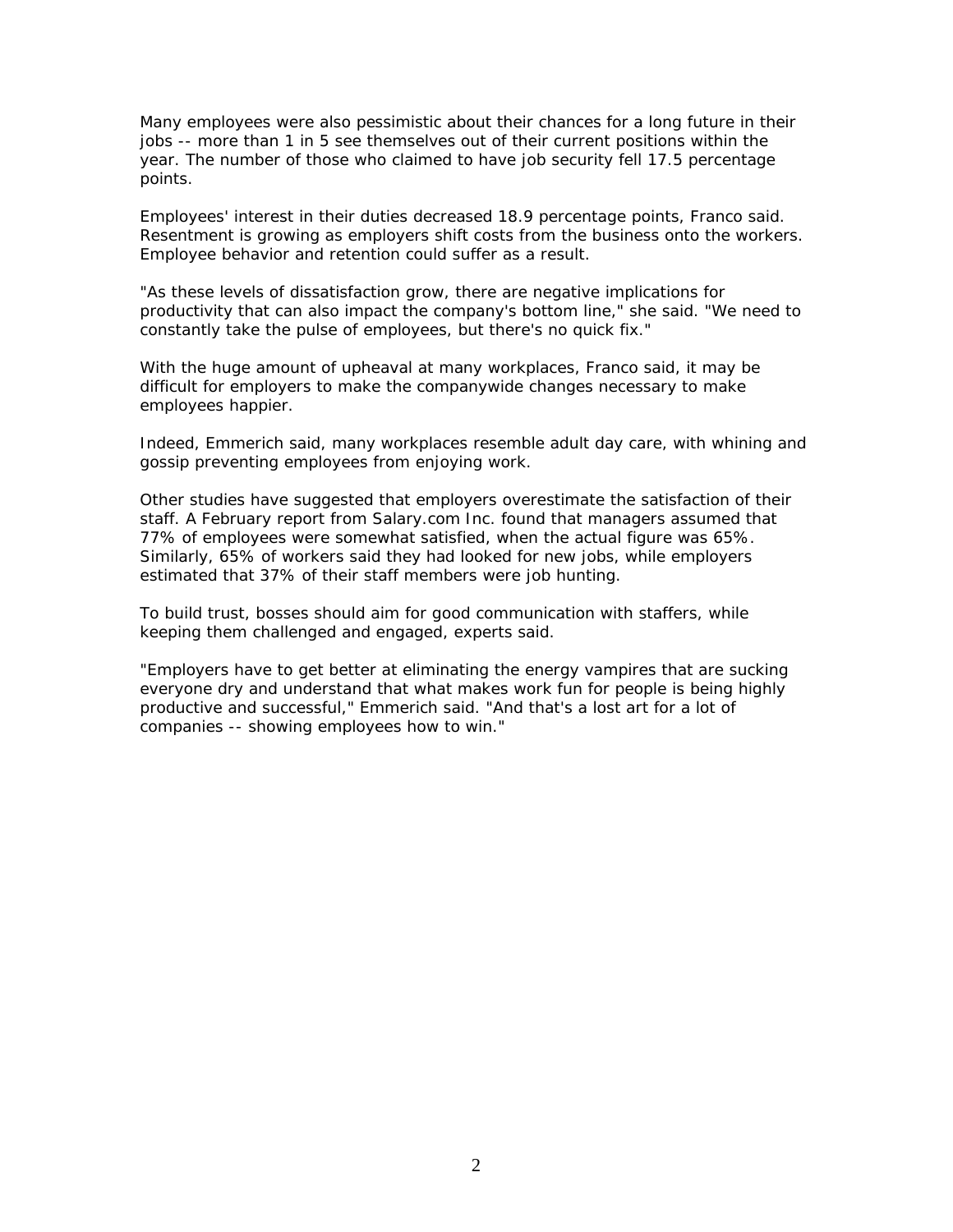Many employees were also pessimistic about their chances for a long future in their jobs -- more than 1 in 5 see themselves out of their current positions within the year. The number of those who claimed to have job security fell 17.5 percentage points.

Employees' interest in their duties decreased 18.9 percentage points, Franco said. Resentment is growing as employers shift costs from the business onto the workers. Employee behavior and retention could suffer as a result.

"As these levels of dissatisfaction grow, there are negative implications for productivity that can also impact the company's bottom line," she said. "We need to constantly take the pulse of employees, but there's no quick fix."

With the huge amount of upheaval at many workplaces, Franco said, it may be difficult for employers to make the companywide changes necessary to make employees happier.

Indeed, Emmerich said, many workplaces resemble adult day care, with whining and gossip preventing employees from enjoying work.

Other studies have suggested that employers overestimate the satisfaction of their staff. A February report from Salary.com Inc. found that managers assumed that 77% of employees were somewhat satisfied, when the actual figure was 65%. Similarly, 65% of workers said they had looked for new jobs, while employers estimated that 37% of their staff members were job hunting.

To build trust, bosses should aim for good communication with staffers, while keeping them challenged and engaged, experts said.

"Employers have to get better at eliminating the energy vampires that are sucking everyone dry and understand that what makes work fun for people is being highly productive and successful," Emmerich said. "And that's a lost art for a lot of companies -- showing employees how to win."